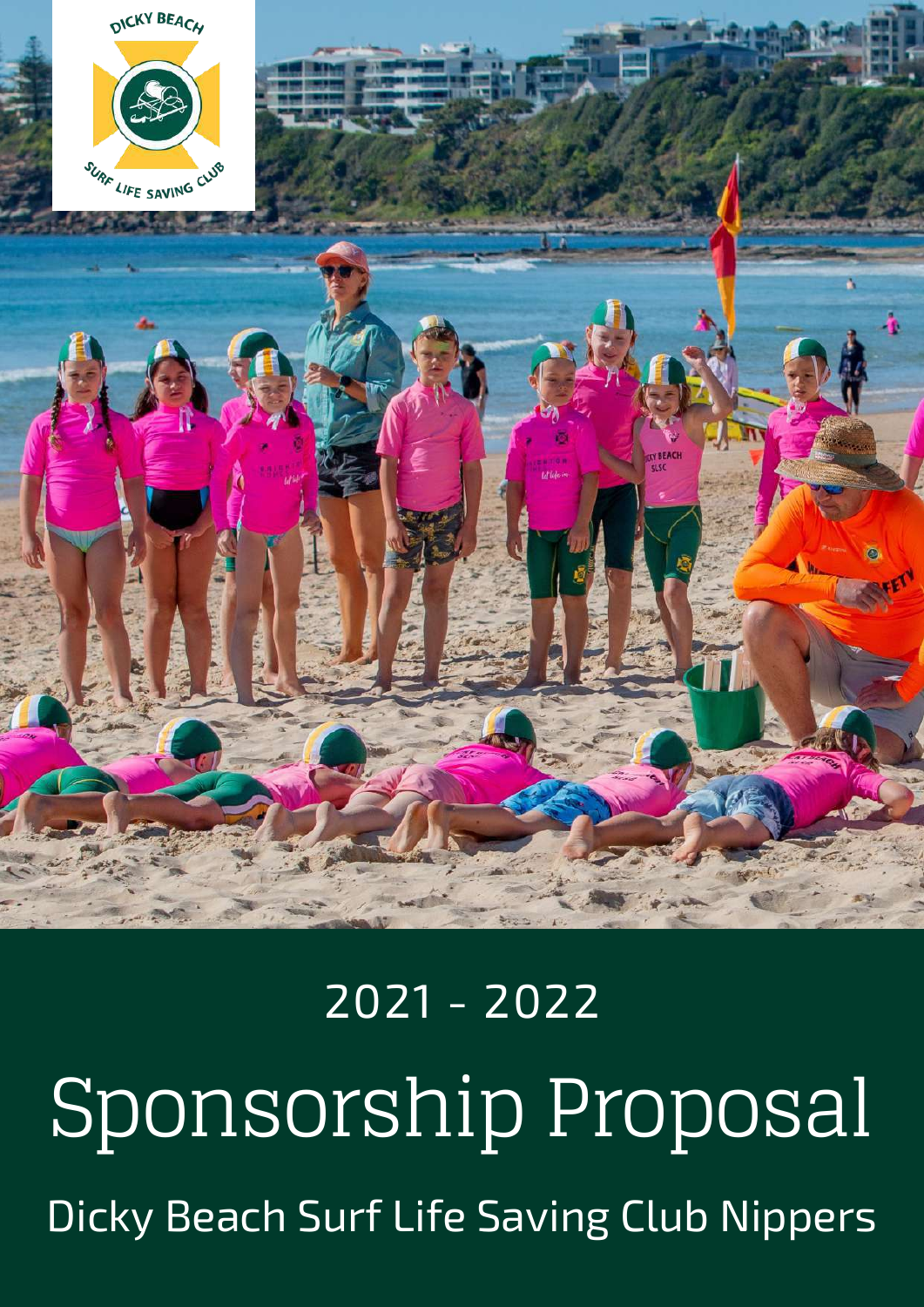2021 - 2022

# Sponsorship Proposal

Dicky Beach Surf Life Saving Club Nippers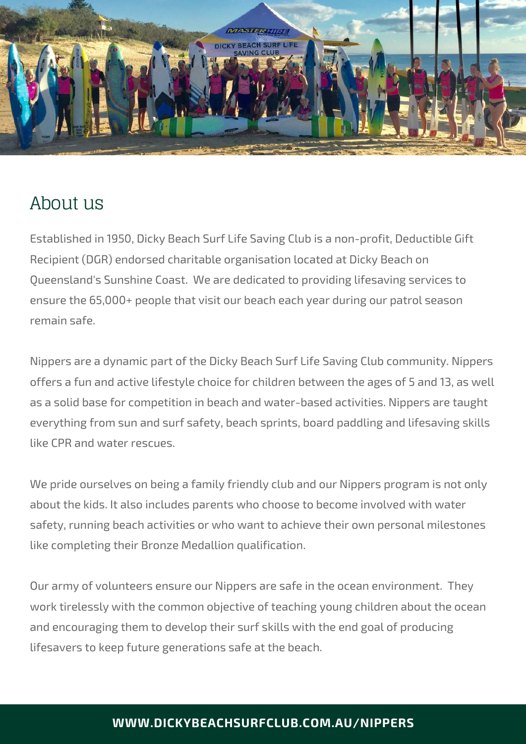## About us

Established in 1950, Dicky Beach Surf Life Saving Club is a non-profit, Deductible Gift Recipient (DGR) endorsed charitable organisation located at Dicky Beach on Queensland's Sunshine Coast. We are dedicated to providing lifesaving services to ensure the 65,000+ people that visit our beach each year during our patrol season remain safe.

Nippers are a dynamic part of the Dicky Beach Surf Life Saving Club community. Nippers offers a fun and active lifestyle choice for children between the ages of 5 and 13, as well as a solid base for competition in beach and water-based activities. Nippers are taught everything from sun and surf safety, beach sprints, board paddling and lifesaving skills like CPR and water rescues.

We pride ourselves on being a family friendly club and our Nippers program is not only about the kids. It also includes parents who choose to become involved with water safety, running beach activities or who want to achieve their own personal milestones like completing their Bronze Medallion qualification.

Our army of volunteers ensure our Nippers are safe in the ocean environment. They work tirelessly with the common objective of teaching young children about the ocean and encouraging them to develop their surf skills with the end goal of producing lifesavers to keep future generations safe at the beach.

**WWW.DICKYBEACHSURFCLUB.COM.AU/NIPPERS**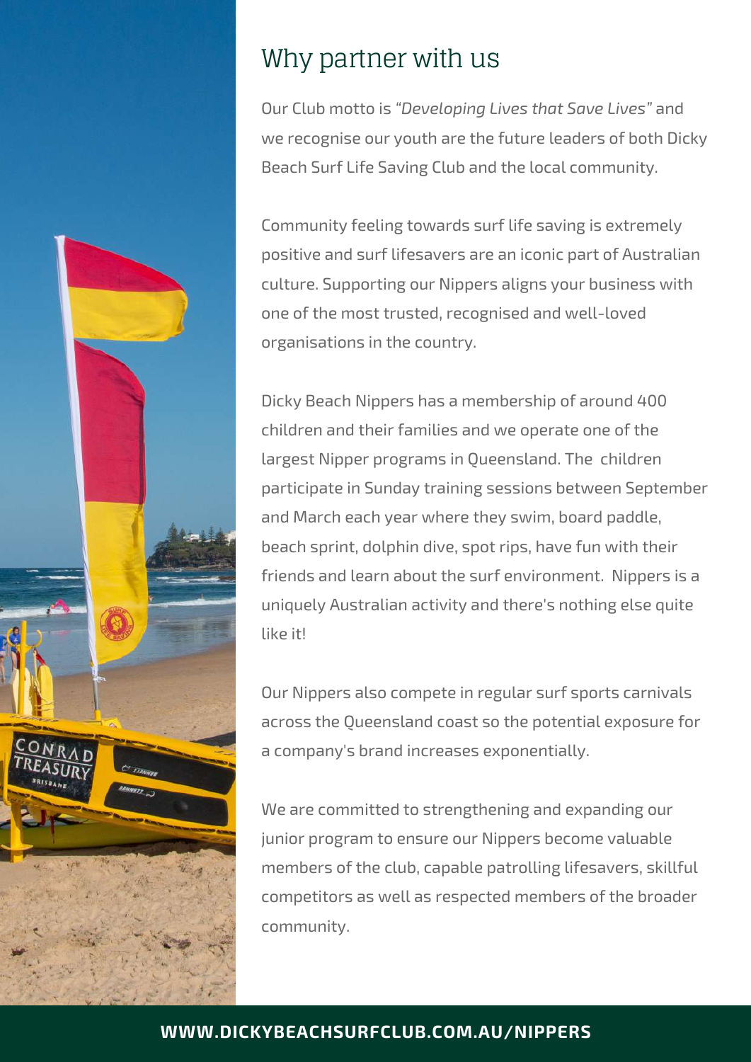## Why partner with us

Our Club motto is "*Developing Lives that Save Lives*" and we recognise our youth are the future leaders of both Dicky Beach Surf Life Saving Club and the local community.

Community feeling towards surf life saving is extremely positive and surf lifesavers are an iconic part of Australian culture. Supporting our Nippers aligns your business with one of the most trusted, recognised and well-loved organisations in the country.

Dicky Beach Nippers has a membership of around 400 children and their families and we operate one of the largest Nipper programs in Queensland. The children participate in Sunday training sessions between September and March each year where they swim, board paddle, beach sprint, dolphin dive, spot rips, have fun with their friends and learn about the surf environment. Nippers is a uniquely Australian activity and there's nothing else quite like it!

Our Nippers also compete in regular surf sports carnivals across the Queensland coast so the potential exposure for a company's brand increases exponentially.

We are committed to strengthening and expanding our junior program to ensure our Nippers become valuable members of the club, capable patrolling lifesavers, skillful competitors as well as respected members of the broader community.

**WWW.DICKYBEACHSURFCLUB.COM.AU/NIPPERS**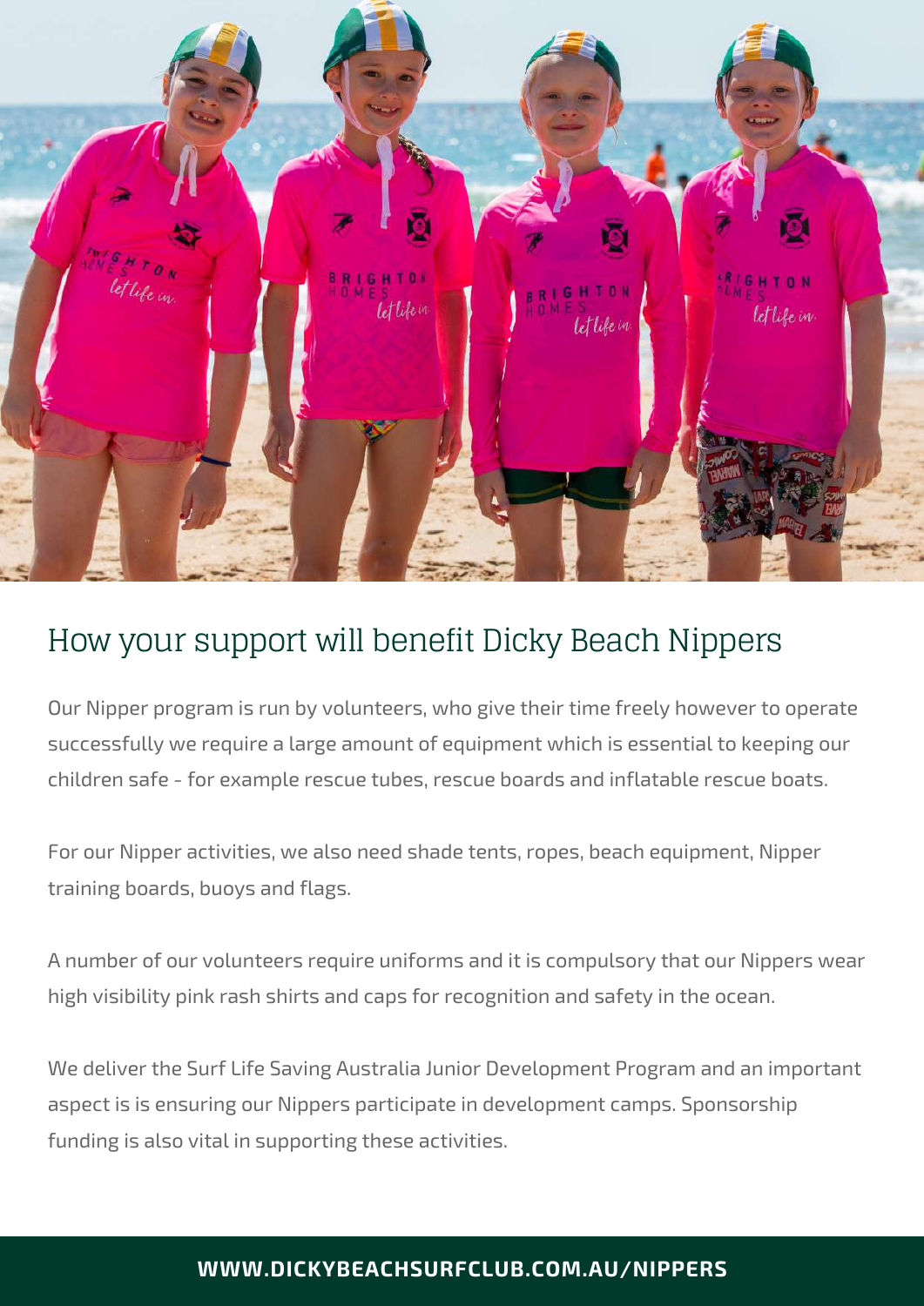## How your support will benefit Dicky Beach Nippers

Our Nipper program is run by volunteers, who give their time freely however to operate successfully we require a large amount of equipment which is essential to keeping our children safe - for example rescue tubes, rescue boards and inflatable rescue boats.

For our Nipper activities, we also need shade tents, ropes, beach equipment, Nipper training boards, buoys and flags.

A number of our volunteers require uniforms and it is compulsory that our Nippers wear high visibility pink rash shirts and caps for recognition and safety in the ocean.

We deliver the Surf Life Saving Australia Junior Development Program and an important aspect is is ensuring our Nippers participate in development camps. Sponsorship funding is also vital in supporting these activities.

**WWW.DICKYBEACHSURFCLUB.COM.AU/NIPPERS**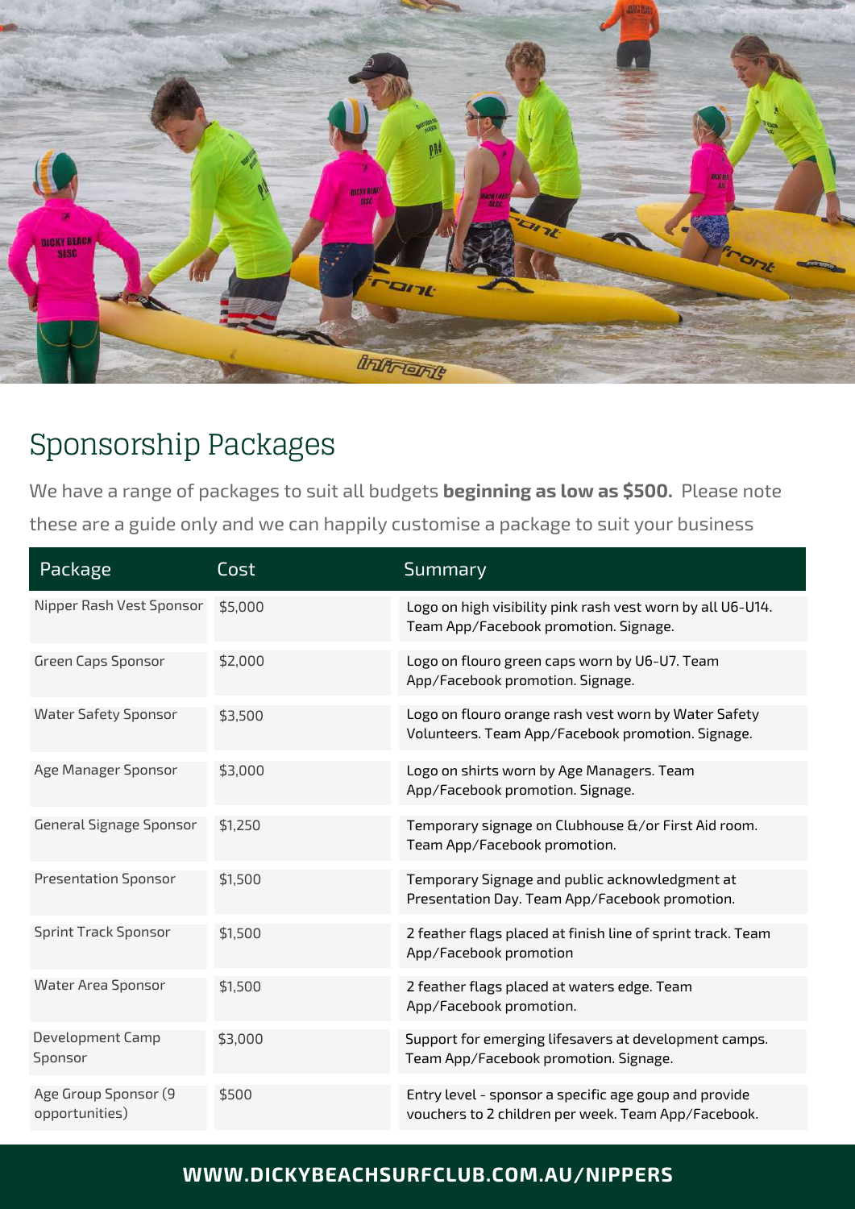## Sponsorship Packages

We have a range of packages to suit all budgets **beginning as low as $500.** Please note these are a guide only and we can happily customise a package to suit your business

| Package | Cost | Summary |
| --- | --- | --- |
| Nipper Rash Vest Sponsor | $5,000 | Logo on high visibility pink rash vest worn by all U6-U14. Team App/Facebook promotion. Signage. |
| Green Caps Sponsor | $2,000 | Logo on flouro green caps worn by U6-U7. Team App/Facebook promotion. Signage. |
| Water Safety Sponsor | $3,500 | Logo on flouro orange rash vest worn by Water Safety Volunteers. Team App/Facebook promotion. Signage. |
| Age Manager Sponsor | $3,000 | Logo on shirts worn by Age Managers. Team App/Facebook promotion. Signage. |
| General Signage Sponsor | $1,250 | Temporary signage on Clubhouse &/or First Aid room. Team App/Facebook promotion. |
| Presentation Sponsor | $1,500 | Temporary Signage and public acknowledgment at Presentation Day. Team App/Facebook promotion. |
| Sprint Track Sponsor | $1,500 | 2 feather flags placed at finish line of sprint track. Team App/Facebook promotion |
| Water Area Sponsor | $1,500 | 2 feather flags placed at waters edge. Team App/Facebook promotion. |
| Development Camp Sponsor | $3,000 | Support for emerging lifesavers at development camps. Team App/Facebook promotion. Signage. |
| Age Group Sponsor (9 opportunities) | $500 | Entry level - sponsor a specific age goup and provide vouchers to 2 children per week. Team App/Facebook. |

**WWW.DICKYBEACHSURFCLUB.COM.AU/NIPPERS**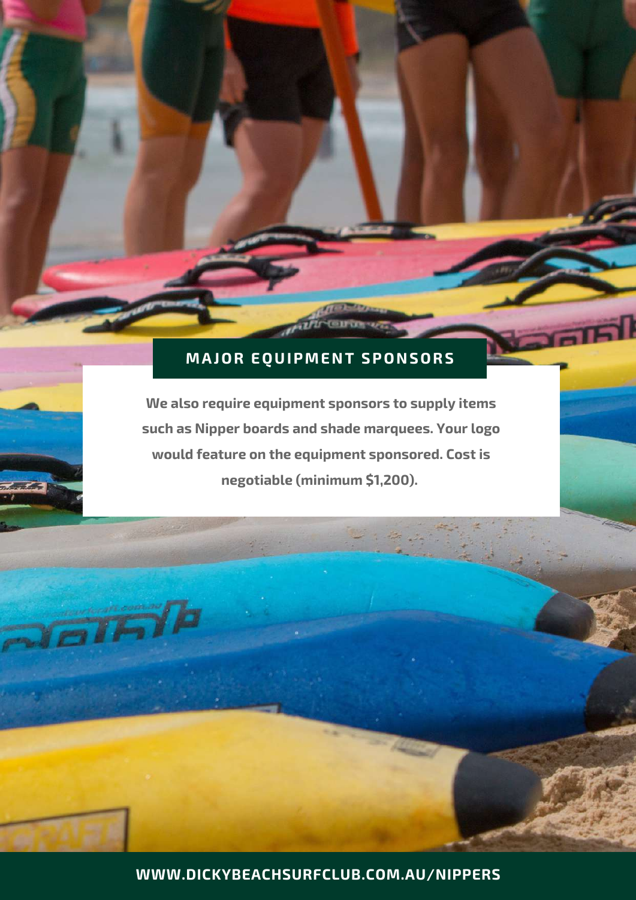## MAJOR EQUIPMENT SPONSORS

**We also require equipment sponsors to supply items such as Nipper boards and shade marquees. Your logo would feature on the equipment sponsored. Cost is negotiable (minimum $1,200).**

**WWW.DICKYBEACHSURFCLUB.COM.AU/NIPPERS**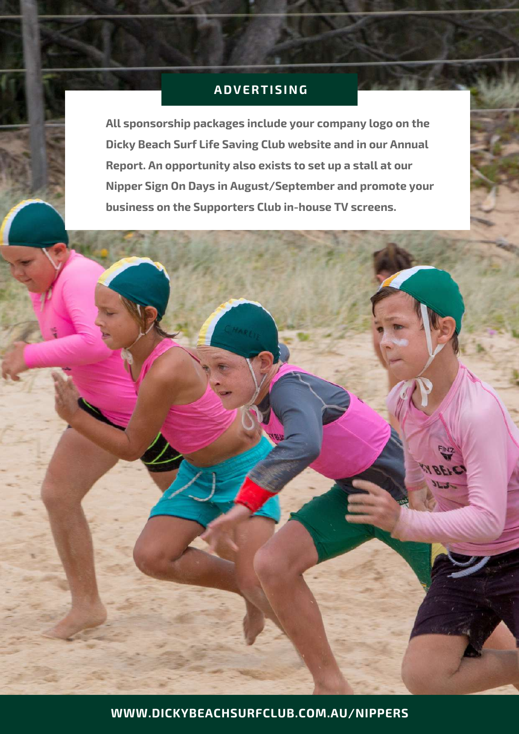## ADVERTISING

**All sponsorship packages include your company logo on the Dicky Beach Surf Life Saving Club website and in our Annual Report. An opportunity also exists to set up a stall at our Nipper Sign On Days in August/September and promote your business on the Supporters Club in-house TV screens.**

**WWW.DICKYBEACHSURFCLUB.COM.AU/NIPPERS**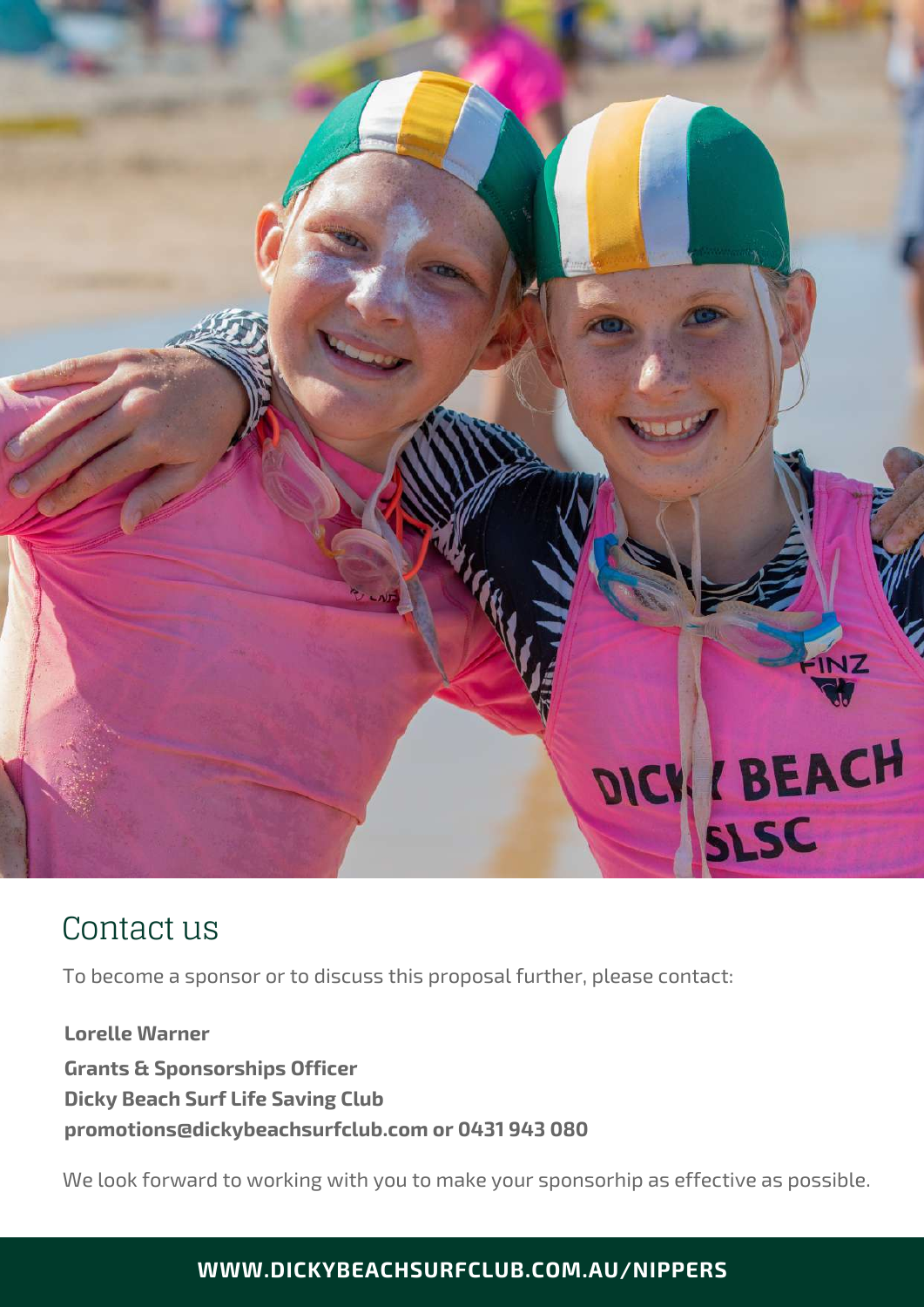## Contact us

To become a sponsor or to discuss this proposal further, please contact:

**Lorelle Warner**
**Grants & Sponsorships Officer**
**Dicky Beach Surf Life Saving Club**
**promotions@dickybeachsurfclub.com or 0431 943 080**

We look forward to working with you to make your sponsorhip as effective as possible.

**WWW.DICKYBEACHSURFCLUB.COM.AU/NIPPERS**